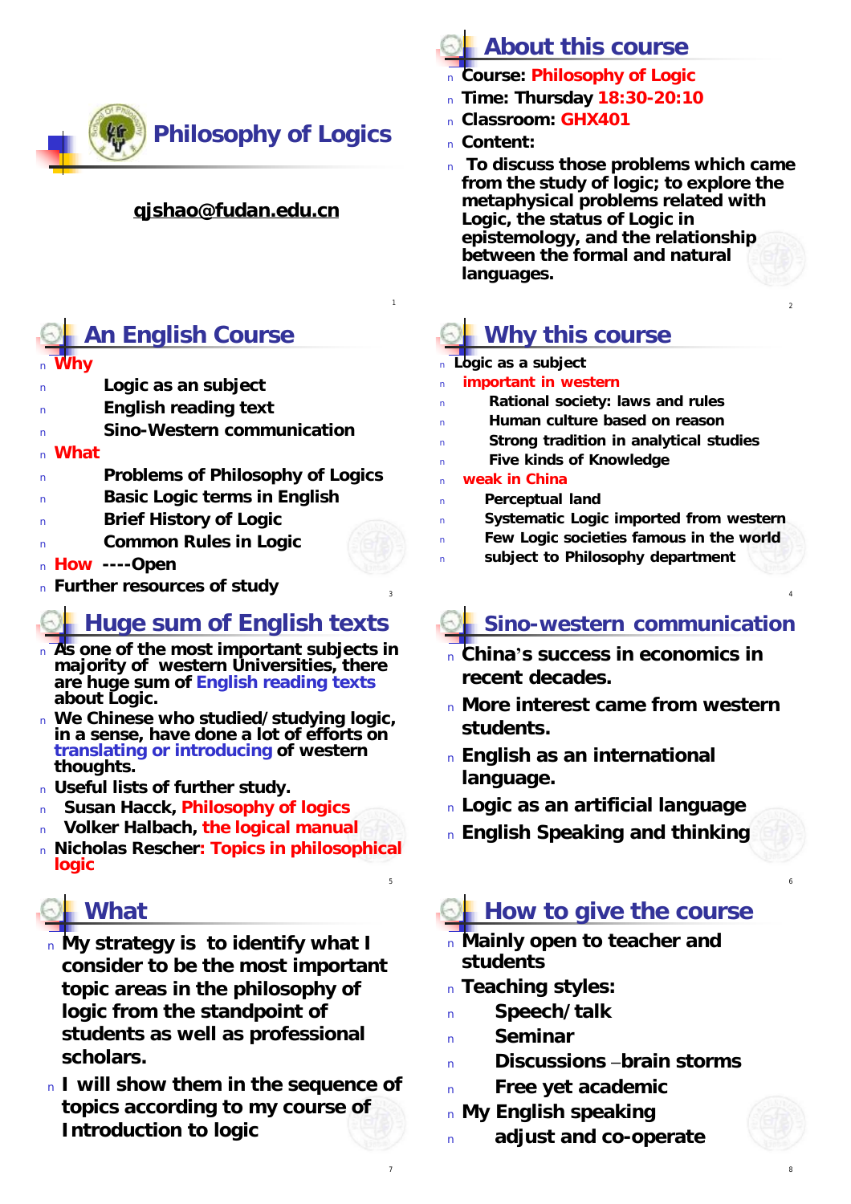# Philosophy of Logics

qjshao@fudan.edu.cn

## About this course

- Course: Philosophy of Logic
- Time: Thursday 18:30-20:10
- Classroom: GHX401
- Content:
- To discuss those problems which came from the study of logic; to explore the metaphysical problems related with Logic, the status of Logic in epistemology, and the relationship between the formal and natural languages.

## An English Course

- Why
  - Logic as an subject
  - English reading text
  - Sino-Western communication
- What
  - Problems of Philosophy of Logics
  - Basic Logic terms in English
  - Brief History of Logic
  - Common Rules in Logic
- How ----Open
- Further resources of study

## Why this course

- Logic as a subject
- important in western
  - Rational society: laws and rules
  - Human culture based on reason
  - Strong tradition in analytical studies
  - Five kinds of Knowledge
- weak in China
  - Perceptual land
  - Systematic Logic imported from western
  - Few Logic societies famous in the world
  - subject to Philosophy department

## Huge sum of English texts

- As one of the most important subjects in majority of western Universities, there are huge sum of English reading texts about Logic.
- We Chinese who studied/studying logic, in a sense, have done a lot of efforts on translating or introducing of western thoughts.
- Useful lists of further study.
- Susan Hacck, Philosophy of logics
- Volker Halbach, the logical manual
- Nicholas Rescher: Topics in philosophical logic

## Sino-western communication

- China's success in economics in recent decades.
- More interest came from western students.
- English as an international language.
- Logic as an artificial language
- English Speaking and thinking

## What

- My strategy is to identify what I consider to be the most important topic areas in the philosophy of logic from the standpoint of students as well as professional scholars.
- I will show them in the sequence of topics according to my course of Introduction to logic

## How to give the course

- Mainly open to teacher and students
- Teaching styles:
  - Speech/talk
  - Seminar
  - Discussions –brain storms
  - Free yet academic
- My English speaking
  - adjust and co-operate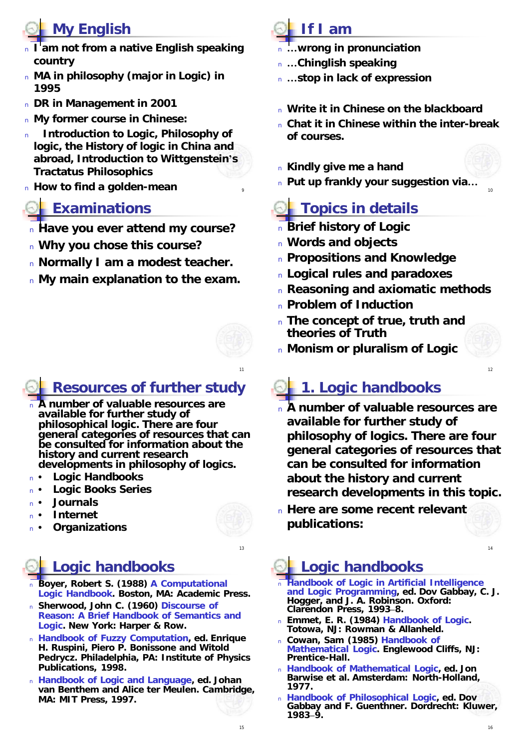## My English

- I am not from a native English speaking country
- MA in philosophy (major in Logic) in 1995
- DR in Management in 2001
- My former course in Chinese:
- Introduction to Logic, Philosophy of logic, the History of logic in China and abroad, Introduction to Wittgenstein's Tractatus Philosophics
- How to find a golden-mean

## If I am

- …wrong in pronunciation
- …Chinglish speaking
- …stop in lack of expression
- Write it in Chinese on the blackboard
- Chat it in Chinese within the inter-break of courses.
- Kindly give me a hand
- Put up frankly your suggestion via…

## Examinations

- Have you ever attend my course?
- Why you chose this course?
- Normally I am a modest teacher.
- My main explanation to the exam.

## Topics in details

- Brief history of Logic
- Words and objects
- Propositions and Knowledge
- Logical rules and paradoxes
- Reasoning and axiomatic methods
- Problem of Induction
- The concept of true, truth and theories of Truth
- Monism or pluralism of Logic

## Resources of further study

- A number of valuable resources are available for further study of philosophical logic. There are four general categories of resources that can be consulted for information about the history and current research developments in philosophy of logics.
- • Logic Handbooks
- • Logic Books Series
- • Journals
- • Internet
- • Organizations

## 1. Logic handbooks

- A number of valuable resources are available for further study of philosophy of logics. There are four general categories of resources that can be consulted for information about the history and current research developments in this topic.
- Here are some recent relevant publications:

## Logic handbooks

- Boyer, Robert S. (1988) A Computational Logic Handbook. Boston, MA: Academic Press.
- Sherwood, John C. (1960) Discourse of Reason: A Brief Handbook of Semantics and Logic. New York: Harper & Row.
- Handbook of Fuzzy Computation, ed. Enrique H. Ruspini, Piero P. Bonissone and Witold Pedrycz. Philadelphia, PA: Institute of Physics Publications, 1998.
- Handbook of Logic and Language, ed. Johan van Benthem and Alice ter Meulen. Cambridge, MA: MIT Press, 1997.

## Logic handbooks

- Handbook of Logic in Artificial Intelligence and Logic Programming, ed. Dov Gabbay, C. J. Hogger, and J. A. Robinson. Oxford: Clarendon Press, 1993–8.
- Emmet, E. R. (1984) Handbook of Logic. Totowa, NJ: Rowman & Allanheld.
- Cowan, Sam (1985) Handbook of Mathematical Logic. Englewood Cliffs, NJ: Prentice-Hall.
- Handbook of Mathematical Logic, ed. Jon Barwise et al. Amsterdam: North-Holland, 1977.
- Handbook of Philosophical Logic, ed. Dov Gabbay and F. Guenthner. Dordrecht: Kluwer, 1983–9.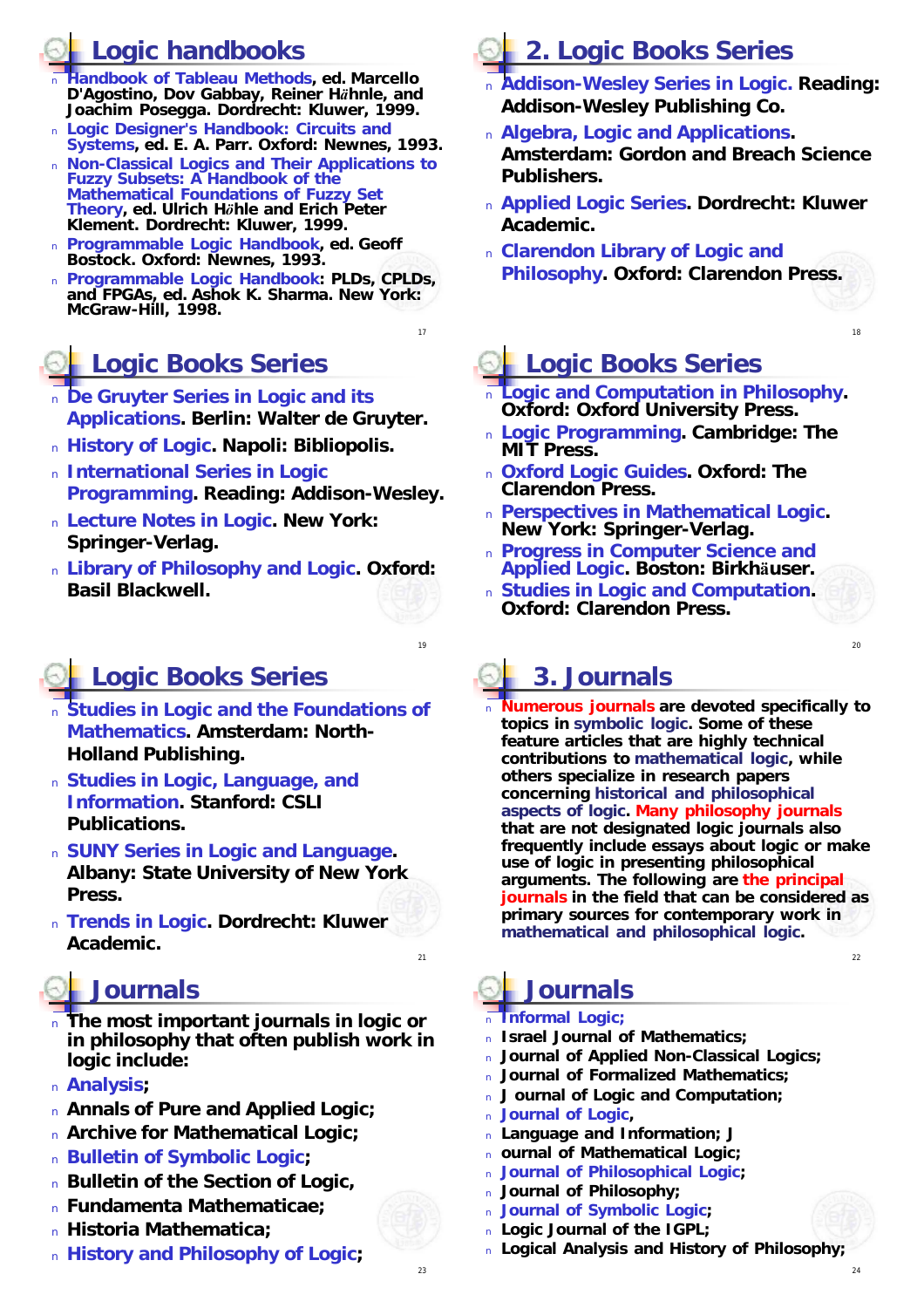## Logic handbooks

- **Handbook of Tableau Methods**, ed. Marcello D'Agostino, Dov Gabbay, Reiner Hähnle, and Joachim Posegga. Dordrecht: Kluwer, 1999.
- **Logic Designer's Handbook: Circuits and Systems**, ed. E. A. Parr. Oxford: Newnes, 1993.
- **Non-Classical Logics and Their Applications to Fuzzy Subsets: A Handbook of the Mathematical Foundations of Fuzzy Set Theory**, ed. Ulrich Höhle and Erich Peter Klement. Dordrecht: Kluwer, 1999.
- **Programmable Logic Handbook**, ed. Geoff Bostock. Oxford: Newnes, 1993.
- **Programmable Logic Handbook**: PLDs, CPLDs, and FPGAs, ed. Ashok K. Sharma. New York: McGraw-Hill, 1998.

## 2. Logic Books Series

- **Addison-Wesley Series in Logic.** Reading: Addison-Wesley Publishing Co.
- **Algebra, Logic and Applications**. Amsterdam: Gordon and Breach Science Publishers.
- **Applied Logic Series**. Dordrecht: Kluwer Academic.
- **Clarendon Library of Logic and Philosophy**. Oxford: Clarendon Press.

## Logic Books Series

- **De Gruyter Series in Logic and its Applications**. Berlin: Walter de Gruyter.
- **History of Logic**. Napoli: Bibliopolis.
- **International Series in Logic Programming**. Reading: Addison-Wesley.
- **Lecture Notes in Logic**. New York: Springer-Verlag.
- **Library of Philosophy and Logic**. Oxford: Basil Blackwell.

## Logic Books Series

- **Logic and Computation in Philosophy**. Oxford: Oxford University Press.
- **Logic Programming**. Cambridge: The MIT Press.
- **Oxford Logic Guides**. Oxford: The Clarendon Press.
- **Perspectives in Mathematical Logic**. New York: Springer-Verlag.
- **Progress in Computer Science and Applied Logic**. Boston: Birkhäuser.
- **Studies in Logic and Computation**. Oxford: Clarendon Press.

## Logic Books Series

- **Studies in Logic and the Foundations of Mathematics**. Amsterdam: North-Holland Publishing.
- **Studies in Logic, Language, and Information**. Stanford: CSLI Publications.
- **SUNY Series in Logic and Language**. Albany: State University of New York Press.
- **Trends in Logic**. Dordrecht: Kluwer Academic.

## 3. Journals

- Numerous journals are devoted specifically to topics in symbolic logic. Some of these feature articles that are highly technical contributions to mathematical logic, while others specialize in research papers concerning historical and philosophical aspects of logic. Many philosophy journals that are not designated logic journals also frequently include essays about logic or make use of logic in presenting philosophical arguments. The following are the principal journals in the field that can be considered as primary sources for contemporary work in mathematical and philosophical logic.

## Journals

- The most important journals in logic or in philosophy that often publish work in logic include:
- **Analysis**;
- Annals of Pure and Applied Logic;
- Archive for Mathematical Logic;
- **Bulletin of Symbolic Logic**;
- Bulletin of the Section of Logic,
- Fundamenta Mathematicae;
- Historia Mathematica;
- **History and Philosophy of Logic**;

## Journals

- **Informal Logic;**
- Israel Journal of Mathematics;
- Journal of Applied Non-Classical Logics;
- Journal of Formalized Mathematics;
- J ournal of Logic and Computation;
- **Journal of Logic**,
- Language and Information; J
- ournal of Mathematical Logic;
- **Journal of Philosophical Logic**;
- Journal of Philosophy;
- **Journal of Symbolic Logic**;
- Logic Journal of the IGPL;
- Logical Analysis and History of Philosophy;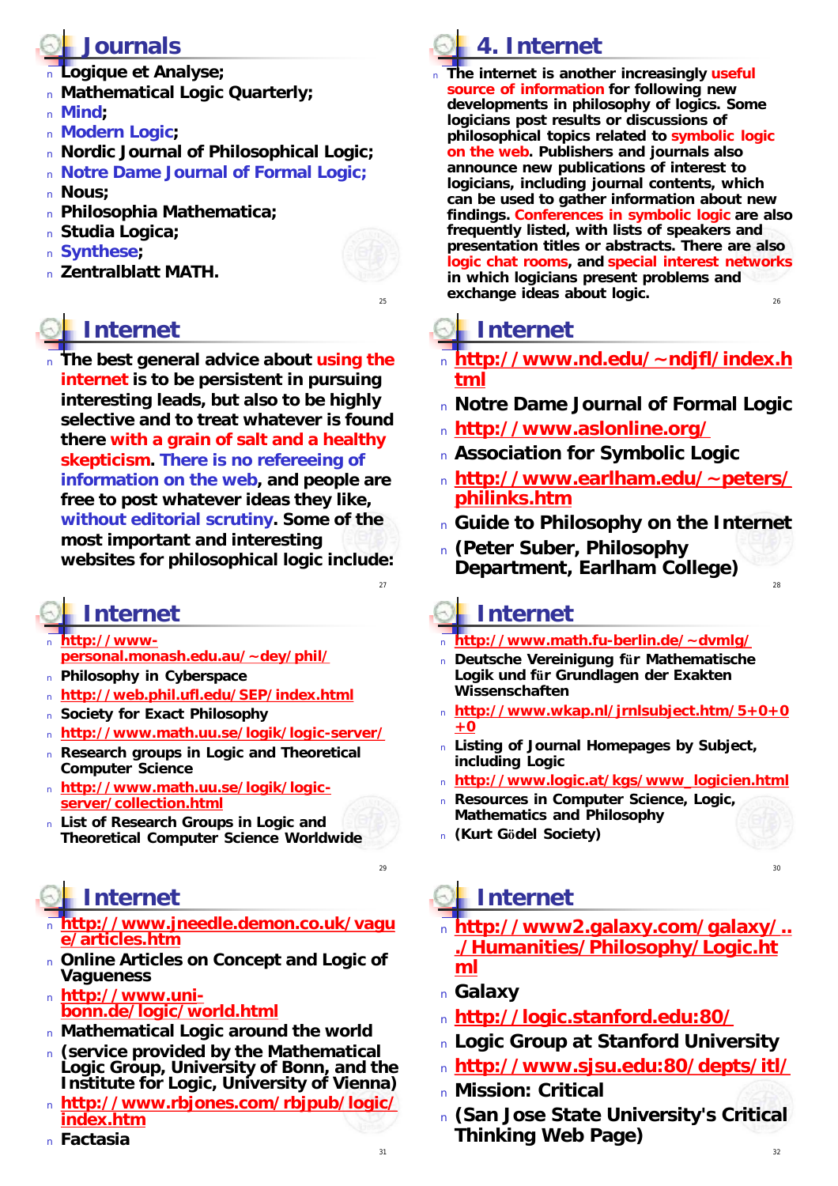## Journals

- Logique et Analyse;
- Mathematical Logic Quarterly;
- Mind;
- Modern Logic;
- Nordic Journal of Philosophical Logic;
- Notre Dame Journal of Formal Logic;
- Nous;
- Philosophia Mathematica;
- Studia Logica;
- Synthese;
- Zentralblatt MATH.

## 4. Internet

- The internet is another increasingly useful source of information for following new developments in philosophy of logics. Some logicians post results or discussions of philosophical topics related to symbolic logic on the web. Publishers and journals also announce new publications of interest to logicians, including journal contents, which can be used to gather information about new findings. Conferences in symbolic logic are also frequently listed, with lists of speakers and presentation titles or abstracts. There are also logic chat rooms, and special interest networks in which logicians present problems and exchange ideas about logic.

## Internet

- The best general advice about using the internet is to be persistent in pursuing interesting leads, but also to be highly selective and to treat whatever is found there with a grain of salt and a healthy skepticism. There is no refereeing of information on the web, and people are free to post whatever ideas they like, without editorial scrutiny. Some of the most important and interesting websites for philosophical logic include:

## Internet

- http://www.nd.edu/~ndjfl/index.html
- Notre Dame Journal of Formal Logic
- http://www.aslonline.org/
- Association for Symbolic Logic
- http://www.earlham.edu/~peters/philinks.htm
- Guide to Philosophy on the Internet
- (Peter Suber, Philosophy Department, Earlham College)

## Internet

- http://www-personal.monash.edu.au/~dey/phil/
- Philosophy in Cyberspace
- http://web.phil.ufl.edu/SEP/index.html
- Society for Exact Philosophy
- http://www.math.uu.se/logik/logic-server/
- Research groups in Logic and Theoretical Computer Science
- http://www.math.uu.se/logik/logic-server/collection.html
- List of Research Groups in Logic and Theoretical Computer Science Worldwide

## Internet

- http://www.math.fu-berlin.de/~dvmlg/
- Deutsche Vereinigung für Mathematische Logik und für Grundlagen der Exakten Wissenschaften
- http://www.wkap.nl/jrnlsubject.htm/5+0+0+0
- Listing of Journal Homepages by Subject, including Logic
- http://www.logic.at/kgs/www_logicien.html
- Resources in Computer Science, Logic, Mathematics and Philosophy
- (Kurt Gödel Society)

## Internet

- http://www.jneedle.demon.co.uk/vague/articles.htm
- Online Articles on Concept and Logic of Vagueness
- http://www.uni-bonn.de/logic/world.html
- Mathematical Logic around the world
- (service provided by the Mathematical Logic Group, University of Bonn, and the Institute for Logic, University of Vienna)
- http://www.rbjones.com/rbjpub/logic/index.htm
- Factasia

## Internet

- http://www2.galaxy.com/galaxy/../Humanities/Philosophy/Logic.html
- Galaxy
- http://logic.stanford.edu:80/
- Logic Group at Stanford University
- http://www.sjsu.edu:80/depts/itl/
- Mission: Critical
- (San Jose State University's Critical Thinking Web Page)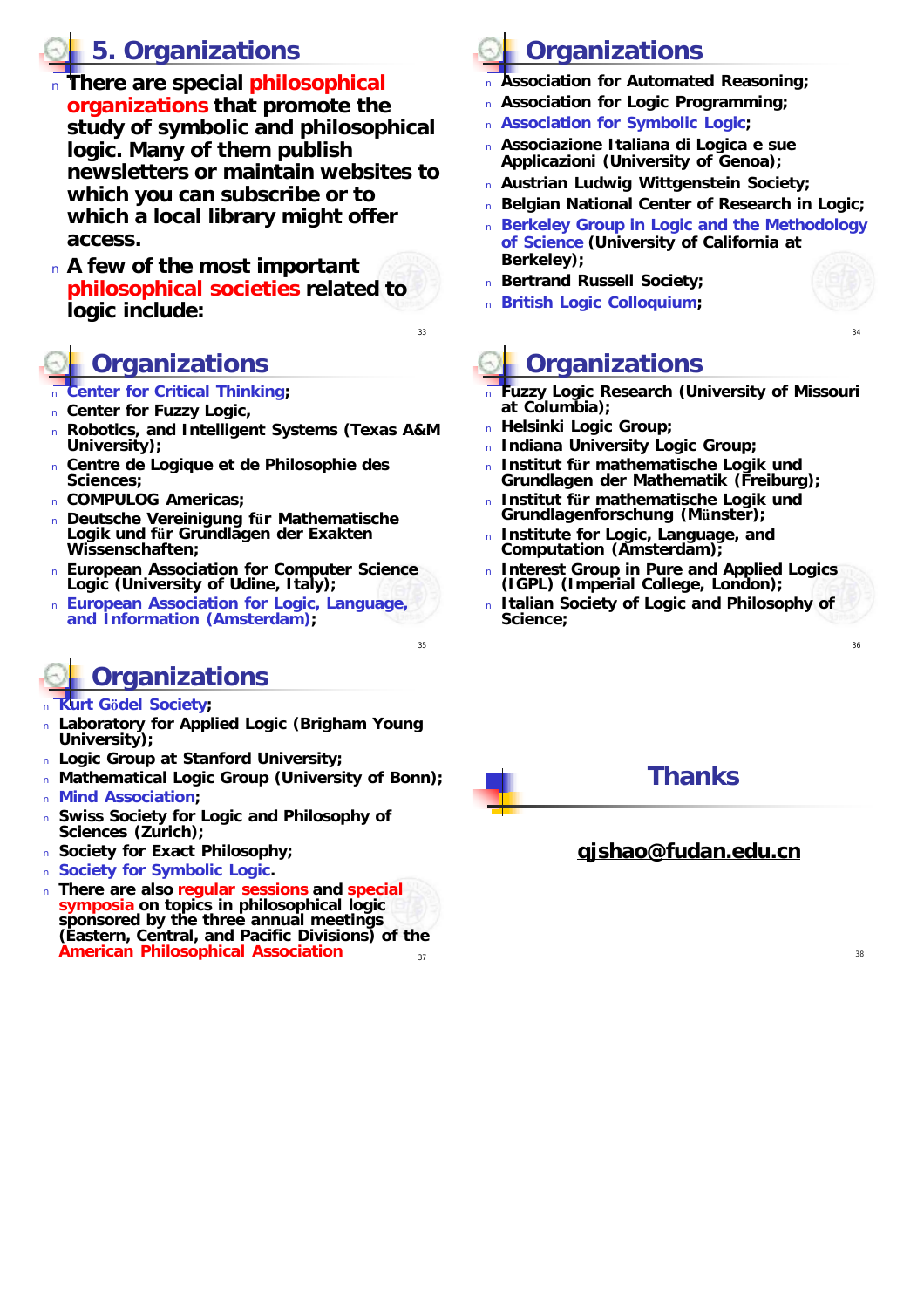# 5. Organizations

- There are special philosophical organizations that promote the study of symbolic and philosophical logic. Many of them publish newsletters or maintain websites to which you can subscribe or to which a local library might offer access.
- A few of the most important philosophical societies related to logic include:

# Organizations

- Association for Automated Reasoning;
- Association for Logic Programming;
- Association for Symbolic Logic;
- Associazione Italiana di Logica e sue Applicazioni (University of Genoa);
- Austrian Ludwig Wittgenstein Society;
- Belgian National Center of Research in Logic;
- Berkeley Group in Logic and the Methodology of Science (University of California at Berkeley);
- Bertrand Russell Society;
- British Logic Colloquium;

# Organizations

- Center for Critical Thinking;
- Center for Fuzzy Logic,
- Robotics, and Intelligent Systems (Texas A&M University);
- Centre de Logique et de Philosophie des Sciences;
- COMPULOG Americas;
- Deutsche Vereinigung für Mathematische Logik und für Grundlagen der Exakten Wissenschaften;
- European Association for Computer Science Logic (University of Udine, Italy);
- European Association for Logic, Language, and Information (Amsterdam);

# Organizations

- Fuzzy Logic Research (University of Missouri at Columbia);
- Helsinki Logic Group;
- Indiana University Logic Group;
- Institut für mathematische Logik und Grundlagen der Mathematik (Freiburg);
- Institut für mathematische Logik und Grundlagenforschung (Münster);
- Institute for Logic, Language, and Computation (Amsterdam);
- Interest Group in Pure and Applied Logics (IGPL) (Imperial College, London);
- Italian Society of Logic and Philosophy of Science;

# Organizations

- Kurt Gödel Society;
- Laboratory for Applied Logic (Brigham Young University);
- Logic Group at Stanford University;
- Mathematical Logic Group (University of Bonn);
- Mind Association;
- Swiss Society for Logic and Philosophy of Sciences (Zurich);
- Society for Exact Philosophy;
- Society for Symbolic Logic.
- There are also regular sessions and special symposia on topics in philosophical logic sponsored by the three annual meetings (Eastern, Central, and Pacific Divisions) of the American Philosophical Association

# Thanks

gjshao@fudan.edu.cn